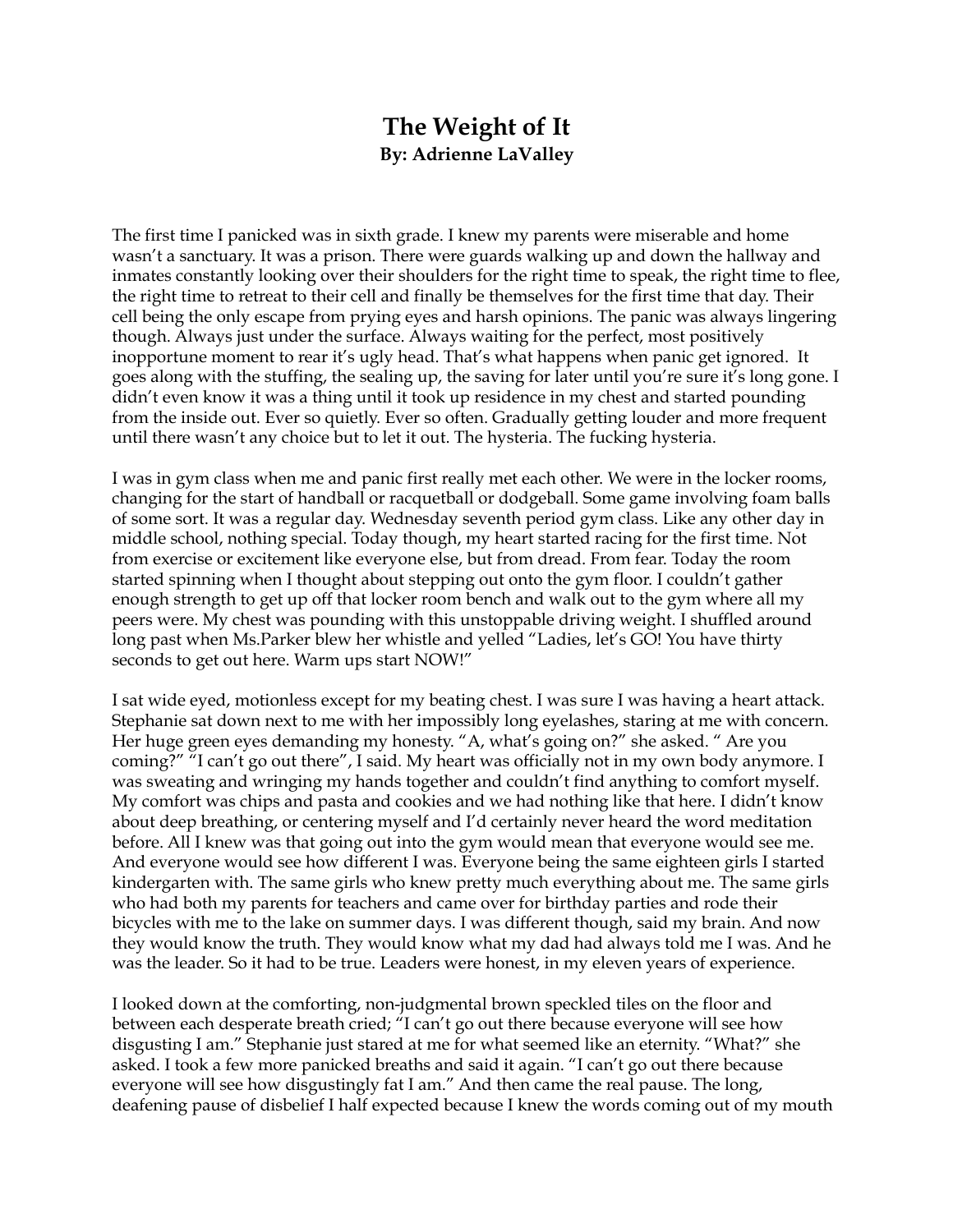# The Weight of It

**By: Adrienne LaValley**

The first time I panicked was in sixth grade. I knew my parents were miserable and home wasn't a sanctuary. It was a prison. There were guards walking up and down the hallway and inmates constantly looking over their shoulders for the right time to speak, the right time to flee, the right time to retreat to their cell and finally be themselves for the first time that day. Their cell being the only escape from prying eyes and harsh opinions. The panic was always lingering though. Always just under the surface. Always waiting for the perfect, most positively inopportune moment to rear it's ugly head. That's what happens when panic get ignored. It goes along with the stuffing, the sealing up, the saving for later until you're sure it's long gone. I didn't even know it was a thing until it took up residence in my chest and started pounding from the inside out. Ever so quietly. Ever so often. Gradually getting louder and more frequent until there wasn't any choice but to let it out. The hysteria. The fucking hysteria.

I was in gym class when me and panic first really met each other. We were in the locker rooms, changing for the start of handball or racquetball or dodgeball. Some game involving foam balls of some sort. It was a regular day. Wednesday seventh period gym class. Like any other day in middle school, nothing special. Today though, my heart started racing for the first time. Not from exercise or excitement like everyone else, but from dread. From fear. Today the room started spinning when I thought about stepping out onto the gym floor. I couldn't gather enough strength to get up off that locker room bench and walk out to the gym where all my peers were. My chest was pounding with this unstoppable driving weight. I shuffled around long past when Ms.Parker blew her whistle and yelled "Ladies, let's GO! You have thirty seconds to get out here. Warm ups start NOW!"

I sat wide eyed, motionless except for my beating chest. I was sure I was having a heart attack. Stephanie sat down next to me with her impossibly long eyelashes, staring at me with concern. Her huge green eyes demanding my honesty. "A, what's going on?" she asked. " Are you coming?" "I can't go out there", I said. My heart was officially not in my own body anymore. I was sweating and wringing my hands together and couldn't find anything to comfort myself. My comfort was chips and pasta and cookies and we had nothing like that here. I didn't know about deep breathing, or centering myself and I'd certainly never heard the word meditation before. All I knew was that going out into the gym would mean that everyone would see me. And everyone would see how different I was. Everyone being the same eighteen girls I started kindergarten with. The same girls who knew pretty much everything about me. The same girls who had both my parents for teachers and came over for birthday parties and rode their bicycles with me to the lake on summer days. I was different though, said my brain. And now they would know the truth. They would know what my dad had always told me I was. And he was the leader. So it had to be true. Leaders were honest, in my eleven years of experience.

I looked down at the comforting, non-judgmental brown speckled tiles on the floor and between each desperate breath cried; "I can't go out there because everyone will see how disgusting I am." Stephanie just stared at me for what seemed like an eternity. "What?" she asked. I took a few more panicked breaths and said it again. "I can't go out there because everyone will see how disgustingly fat I am." And then came the real pause. The long, deafening pause of disbelief I half expected because I knew the words coming out of my mouth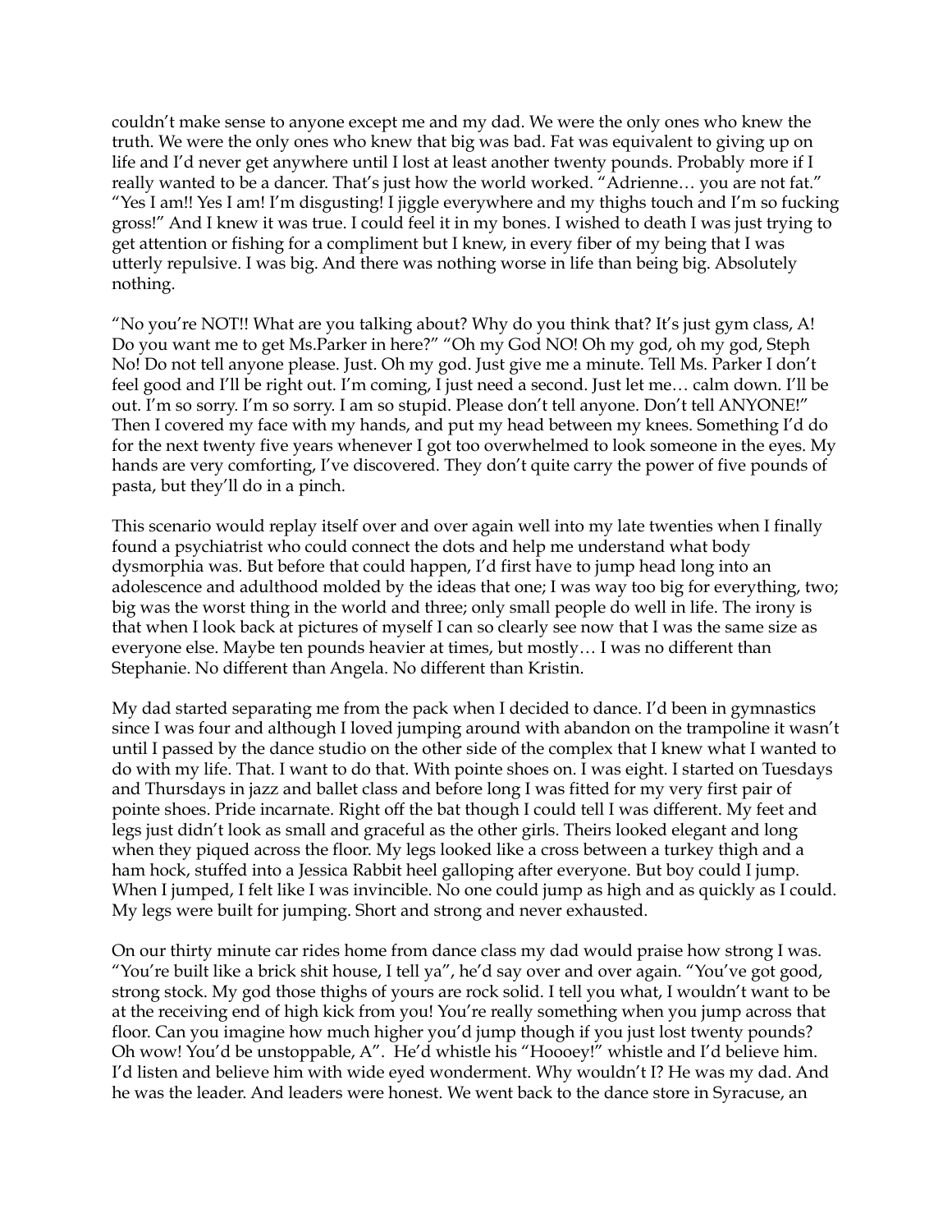couldn't make sense to anyone except me and my dad. We were the only ones who knew the truth. We were the only ones who knew that big was bad. Fat was equivalent to giving up on life and I'd never get anywhere until I lost at least another twenty pounds. Probably more if I really wanted to be a dancer. That's just how the world worked. "Adrienne… you are not fat." "Yes I am!! Yes I am! I'm disgusting! I jiggle everywhere and my thighs touch and I'm so fucking gross!" And I knew it was true. I could feel it in my bones. I wished to death I was just trying to get attention or fishing for a compliment but I knew, in every fiber of my being that I was utterly repulsive. I was big. And there was nothing worse in life than being big. Absolutely nothing.

"No you're NOT!! What are you talking about? Why do you think that? It's just gym class, A! Do you want me to get Ms.Parker in here?" "Oh my God NO! Oh my god, oh my god, Steph No! Do not tell anyone please. Just. Oh my god. Just give me a minute. Tell Ms. Parker I don't feel good and I'll be right out. I'm coming, I just need a second. Just let me… calm down. I'll be out. I'm so sorry. I'm so sorry. I am so stupid. Please don't tell anyone. Don't tell ANYONE!" Then I covered my face with my hands, and put my head between my knees. Something I'd do for the next twenty five years whenever I got too overwhelmed to look someone in the eyes. My hands are very comforting, I've discovered. They don't quite carry the power of five pounds of pasta, but they'll do in a pinch.

This scenario would replay itself over and over again well into my late twenties when I finally found a psychiatrist who could connect the dots and help me understand what body dysmorphia was. But before that could happen, I'd first have to jump head long into an adolescence and adulthood molded by the ideas that one; I was way too big for everything, two; big was the worst thing in the world and three; only small people do well in life. The irony is that when I look back at pictures of myself I can so clearly see now that I was the same size as everyone else. Maybe ten pounds heavier at times, but mostly… I was no different than Stephanie. No different than Angela. No different than Kristin.

My dad started separating me from the pack when I decided to dance. I'd been in gymnastics since I was four and although I loved jumping around with abandon on the trampoline it wasn't until I passed by the dance studio on the other side of the complex that I knew what I wanted to do with my life. That. I want to do that. With pointe shoes on. I was eight. I started on Tuesdays and Thursdays in jazz and ballet class and before long I was fitted for my very first pair of pointe shoes. Pride incarnate. Right off the bat though I could tell I was different. My feet and legs just didn't look as small and graceful as the other girls. Theirs looked elegant and long when they piqued across the floor. My legs looked like a cross between a turkey thigh and a ham hock, stuffed into a Jessica Rabbit heel galloping after everyone. But boy could I jump. When I jumped, I felt like I was invincible. No one could jump as high and as quickly as I could. My legs were built for jumping. Short and strong and never exhausted.

On our thirty minute car rides home from dance class my dad would praise how strong I was. "You're built like a brick shit house, I tell ya", he'd say over and over again. "You've got good, strong stock. My god those thighs of yours are rock solid. I tell you what, I wouldn't want to be at the receiving end of high kick from you! You're really something when you jump across that floor. Can you imagine how much higher you'd jump though if you just lost twenty pounds? Oh wow! You'd be unstoppable, A". He'd whistle his "Hoooey!" whistle and I'd believe him. I'd listen and believe him with wide eyed wonderment. Why wouldn't I? He was my dad. And he was the leader. And leaders were honest. We went back to the dance store in Syracuse, an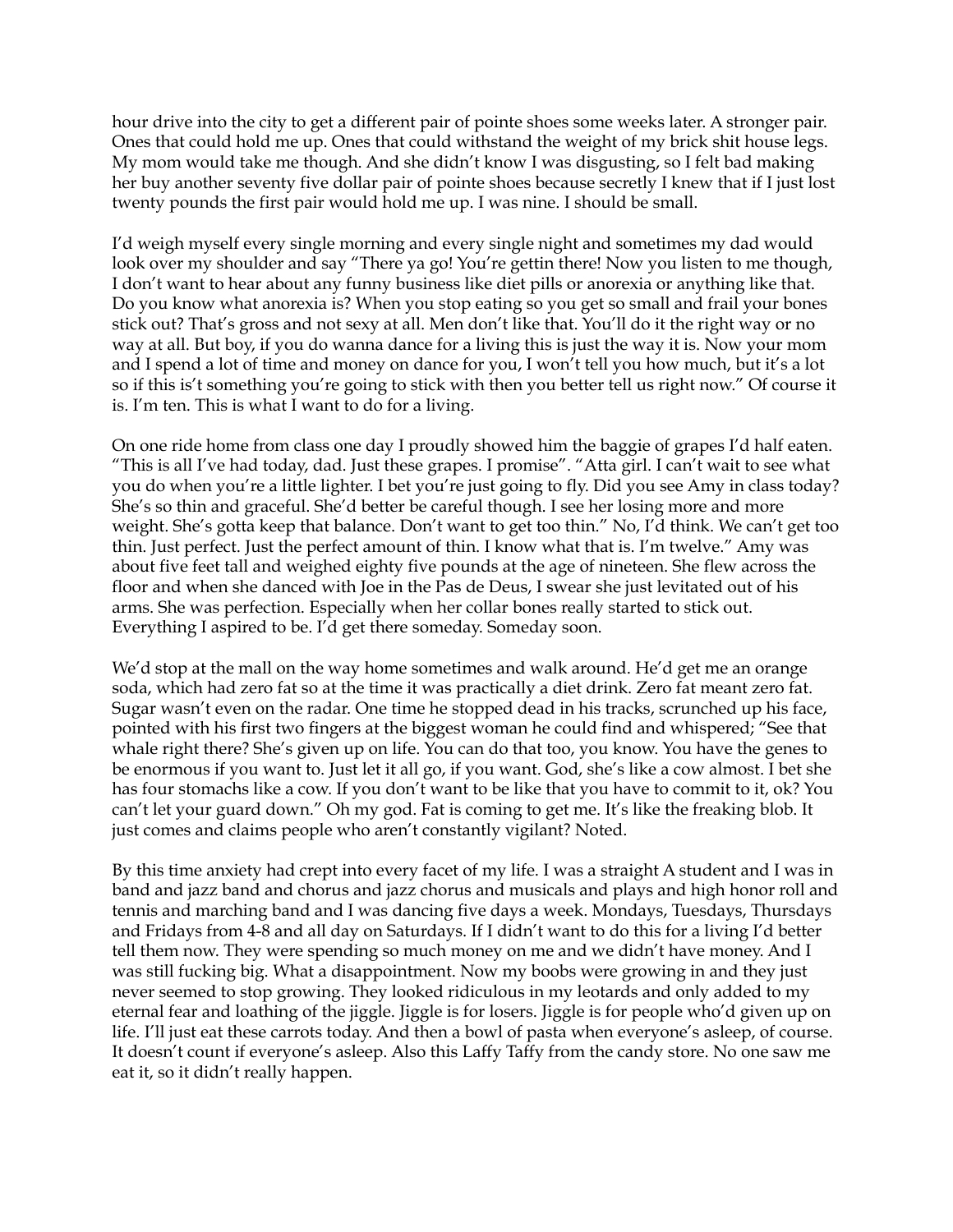hour drive into the city to get a different pair of pointe shoes some weeks later. A stronger pair. Ones that could hold me up. Ones that could withstand the weight of my brick shit house legs. My mom would take me though. And she didn't know I was disgusting, so I felt bad making her buy another seventy five dollar pair of pointe shoes because secretly I knew that if I just lost twenty pounds the first pair would hold me up. I was nine. I should be small.

I'd weigh myself every single morning and every single night and sometimes my dad would look over my shoulder and say "There ya go! You're gettin there! Now you listen to me though, I don't want to hear about any funny business like diet pills or anorexia or anything like that. Do you know what anorexia is? When you stop eating so you get so small and frail your bones stick out? That's gross and not sexy at all. Men don't like that. You'll do it the right way or no way at all. But boy, if you do wanna dance for a living this is just the way it is. Now your mom and I spend a lot of time and money on dance for you, I won't tell you how much, but it's a lot so if this is't something you're going to stick with then you better tell us right now." Of course it is. I'm ten. This is what I want to do for a living.

On one ride home from class one day I proudly showed him the baggie of grapes I'd half eaten. "This is all I've had today, dad. Just these grapes. I promise". "Atta girl. I can't wait to see what you do when you're a little lighter. I bet you're just going to fly. Did you see Amy in class today? She's so thin and graceful. She'd better be careful though. I see her losing more and more weight. She's gotta keep that balance. Don't want to get too thin." No, I'd think. We can't get too thin. Just perfect. Just the perfect amount of thin. I know what that is. I'm twelve." Amy was about five feet tall and weighed eighty five pounds at the age of nineteen. She flew across the floor and when she danced with Joe in the Pas de Deus, I swear she just levitated out of his arms. She was perfection. Especially when her collar bones really started to stick out. Everything I aspired to be. I'd get there someday. Someday soon.

We'd stop at the mall on the way home sometimes and walk around. He'd get me an orange soda, which had zero fat so at the time it was practically a diet drink. Zero fat meant zero fat. Sugar wasn't even on the radar. One time he stopped dead in his tracks, scrunched up his face, pointed with his first two fingers at the biggest woman he could find and whispered; "See that whale right there? She's given up on life. You can do that too, you know. You have the genes to be enormous if you want to. Just let it all go, if you want. God, she's like a cow almost. I bet she has four stomachs like a cow. If you don't want to be like that you have to commit to it, ok? You can't let your guard down." Oh my god. Fat is coming to get me. It's like the freaking blob. It just comes and claims people who aren't constantly vigilant? Noted.

By this time anxiety had crept into every facet of my life. I was a straight A student and I was in band and jazz band and chorus and jazz chorus and musicals and plays and high honor roll and tennis and marching band and I was dancing five days a week. Mondays, Tuesdays, Thursdays and Fridays from 4-8 and all day on Saturdays. If I didn't want to do this for a living I'd better tell them now. They were spending so much money on me and we didn't have money. And I was still fucking big. What a disappointment. Now my boobs were growing in and they just never seemed to stop growing. They looked ridiculous in my leotards and only added to my eternal fear and loathing of the jiggle. Jiggle is for losers. Jiggle is for people who'd given up on life. I'll just eat these carrots today. And then a bowl of pasta when everyone's asleep, of course. It doesn't count if everyone's asleep. Also this Laffy Taffy from the candy store. No one saw me eat it, so it didn't really happen.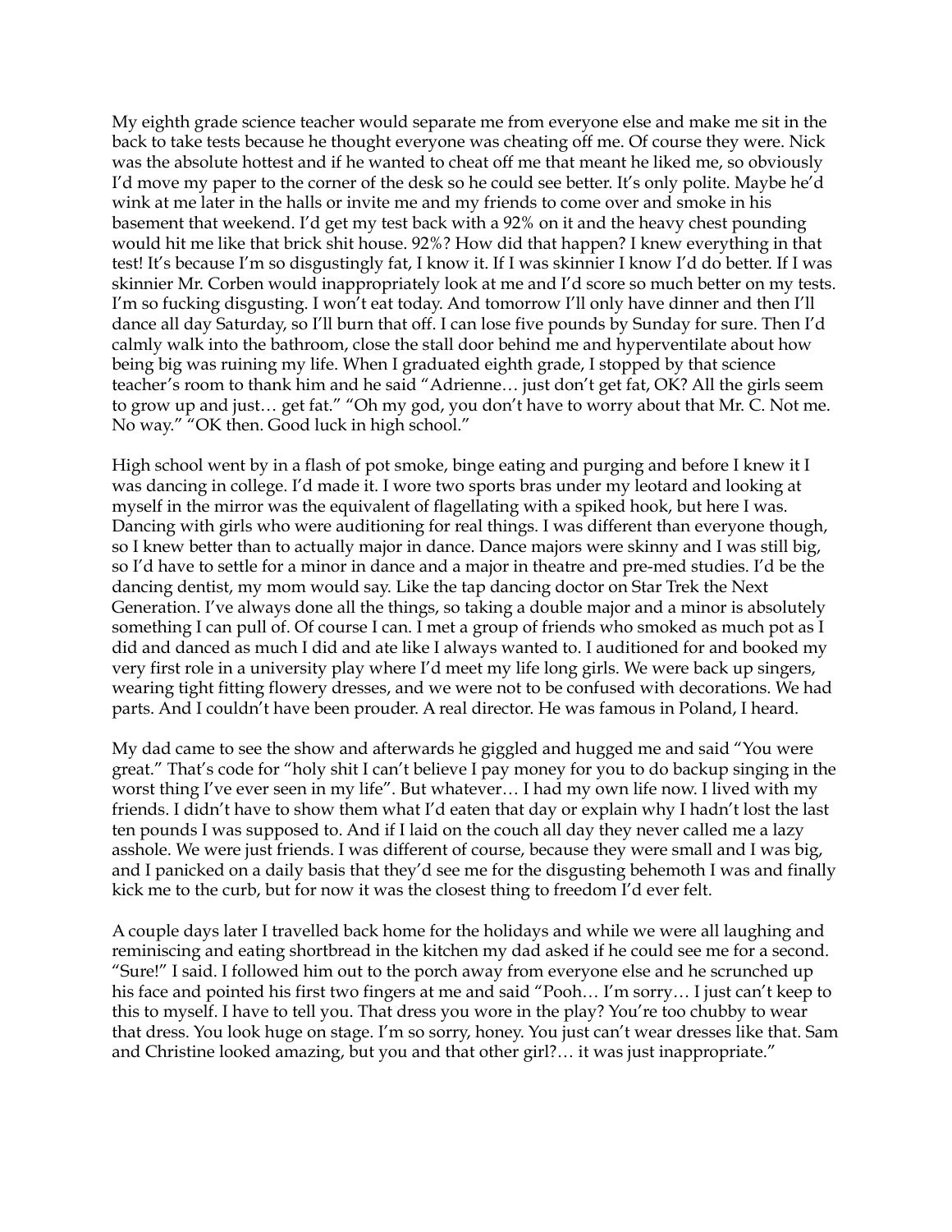My eighth grade science teacher would separate me from everyone else and make me sit in the back to take tests because he thought everyone was cheating off me. Of course they were. Nick was the absolute hottest and if he wanted to cheat off me that meant he liked me, so obviously I'd move my paper to the corner of the desk so he could see better. It's only polite. Maybe he'd wink at me later in the halls or invite me and my friends to come over and smoke in his basement that weekend. I'd get my test back with a 92% on it and the heavy chest pounding would hit me like that brick shit house. 92%? How did that happen? I knew everything in that test! It's because I'm so disgustingly fat, I know it. If I was skinnier I know I'd do better. If I was skinnier Mr. Corben would inappropriately look at me and I'd score so much better on my tests. I'm so fucking disgusting. I won't eat today. And tomorrow I'll only have dinner and then I'll dance all day Saturday, so I'll burn that off. I can lose five pounds by Sunday for sure. Then I'd calmly walk into the bathroom, close the stall door behind me and hyperventilate about how being big was ruining my life. When I graduated eighth grade, I stopped by that science teacher's room to thank him and he said "Adrienne… just don't get fat, OK? All the girls seem to grow up and just… get fat." "Oh my god, you don't have to worry about that Mr. C. Not me. No way." "OK then. Good luck in high school."

High school went by in a flash of pot smoke, binge eating and purging and before I knew it I was dancing in college. I'd made it. I wore two sports bras under my leotard and looking at myself in the mirror was the equivalent of flagellating with a spiked hook, but here I was. Dancing with girls who were auditioning for real things. I was different than everyone though, so I knew better than to actually major in dance. Dance majors were skinny and I was still big, so I'd have to settle for a minor in dance and a major in theatre and pre-med studies. I'd be the dancing dentist, my mom would say. Like the tap dancing doctor on Star Trek the Next Generation. I've always done all the things, so taking a double major and a minor is absolutely something I can pull of. Of course I can. I met a group of friends who smoked as much pot as I did and danced as much I did and ate like I always wanted to. I auditioned for and booked my very first role in a university play where I'd meet my life long girls. We were back up singers, wearing tight fitting flowery dresses, and we were not to be confused with decorations. We had parts. And I couldn't have been prouder. A real director. He was famous in Poland, I heard.

My dad came to see the show and afterwards he giggled and hugged me and said "You were great." That's code for "holy shit I can't believe I pay money for you to do backup singing in the worst thing I've ever seen in my life". But whatever… I had my own life now. I lived with my friends. I didn't have to show them what I'd eaten that day or explain why I hadn't lost the last ten pounds I was supposed to. And if I laid on the couch all day they never called me a lazy asshole. We were just friends. I was different of course, because they were small and I was big, and I panicked on a daily basis that they'd see me for the disgusting behemoth I was and finally kick me to the curb, but for now it was the closest thing to freedom I'd ever felt.

A couple days later I travelled back home for the holidays and while we were all laughing and reminiscing and eating shortbread in the kitchen my dad asked if he could see me for a second. "Sure!" I said. I followed him out to the porch away from everyone else and he scrunched up his face and pointed his first two fingers at me and said "Pooh… I'm sorry… I just can't keep to this to myself. I have to tell you. That dress you wore in the play? You're too chubby to wear that dress. You look huge on stage. I'm so sorry, honey. You just can't wear dresses like that. Sam and Christine looked amazing, but you and that other girl?… it was just inappropriate."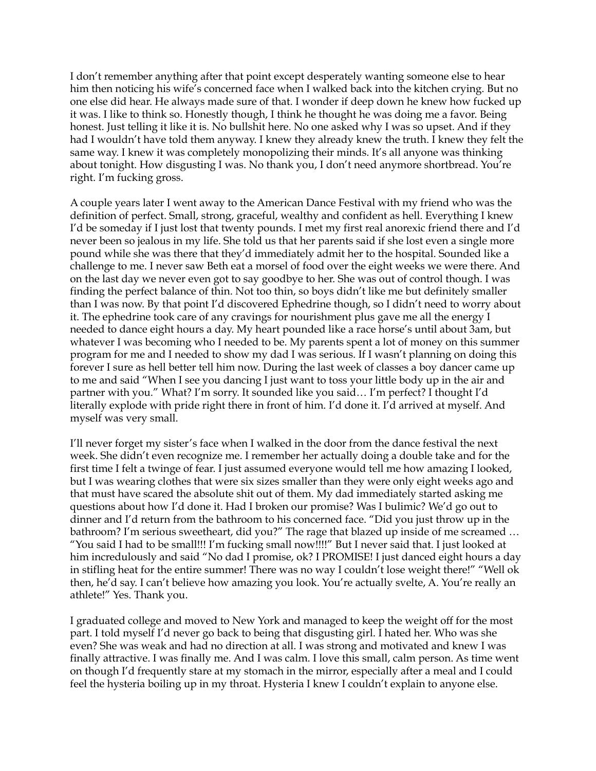I don't remember anything after that point except desperately wanting someone else to hear him then noticing his wife's concerned face when I walked back into the kitchen crying. But no one else did hear. He always made sure of that. I wonder if deep down he knew how fucked up it was. I like to think so. Honestly though, I think he thought he was doing me a favor. Being honest. Just telling it like it is. No bullshit here. No one asked why I was so upset. And if they had I wouldn't have told them anyway. I knew they already knew the truth. I knew they felt the same way. I knew it was completely monopolizing their minds. It's all anyone was thinking about tonight. How disgusting I was. No thank you, I don't need anymore shortbread. You're right. I'm fucking gross.

A couple years later I went away to the American Dance Festival with my friend who was the definition of perfect. Small, strong, graceful, wealthy and confident as hell. Everything I knew I'd be someday if I just lost that twenty pounds. I met my first real anorexic friend there and I'd never been so jealous in my life. She told us that her parents said if she lost even a single more pound while she was there that they'd immediately admit her to the hospital. Sounded like a challenge to me. I never saw Beth eat a morsel of food over the eight weeks we were there. And on the last day we never even got to say goodbye to her. She was out of control though. I was finding the perfect balance of thin. Not too thin, so boys didn't like me but definitely smaller than I was now. By that point I'd discovered Ephedrine though, so I didn't need to worry about it. The ephedrine took care of any cravings for nourishment plus gave me all the energy I needed to dance eight hours a day. My heart pounded like a race horse's until about 3am, but whatever I was becoming who I needed to be. My parents spent a lot of money on this summer program for me and I needed to show my dad I was serious. If I wasn't planning on doing this forever I sure as hell better tell him now. During the last week of classes a boy dancer came up to me and said "When I see you dancing I just want to toss your little body up in the air and partner with you." What? I'm sorry. It sounded like you said… I'm perfect? I thought I'd literally explode with pride right there in front of him. I'd done it. I'd arrived at myself. And myself was very small.

I'll never forget my sister's face when I walked in the door from the dance festival the next week. She didn't even recognize me. I remember her actually doing a double take and for the first time I felt a twinge of fear. I just assumed everyone would tell me how amazing I looked, but I was wearing clothes that were six sizes smaller than they were only eight weeks ago and that must have scared the absolute shit out of them. My dad immediately started asking me questions about how I'd done it. Had I broken our promise? Was I bulimic? We'd go out to dinner and I'd return from the bathroom to his concerned face. "Did you just throw up in the bathroom? I'm serious sweetheart, did you?" The rage that blazed up inside of me screamed … "You said I had to be small!!! I'm fucking small now!!!!" But I never said that. I just looked at him incredulously and said "No dad I promise, ok? I PROMISE! I just danced eight hours a day in stifling heat for the entire summer! There was no way I couldn't lose weight there!" "Well ok then, he'd say. I can't believe how amazing you look. You're actually svelte, A. You're really an athlete!" Yes. Thank you.

I graduated college and moved to New York and managed to keep the weight off for the most part. I told myself I'd never go back to being that disgusting girl. I hated her. Who was she even? She was weak and had no direction at all. I was strong and motivated and knew I was finally attractive. I was finally me. And I was calm. I love this small, calm person. As time went on though I'd frequently stare at my stomach in the mirror, especially after a meal and I could feel the hysteria boiling up in my throat. Hysteria I knew I couldn't explain to anyone else.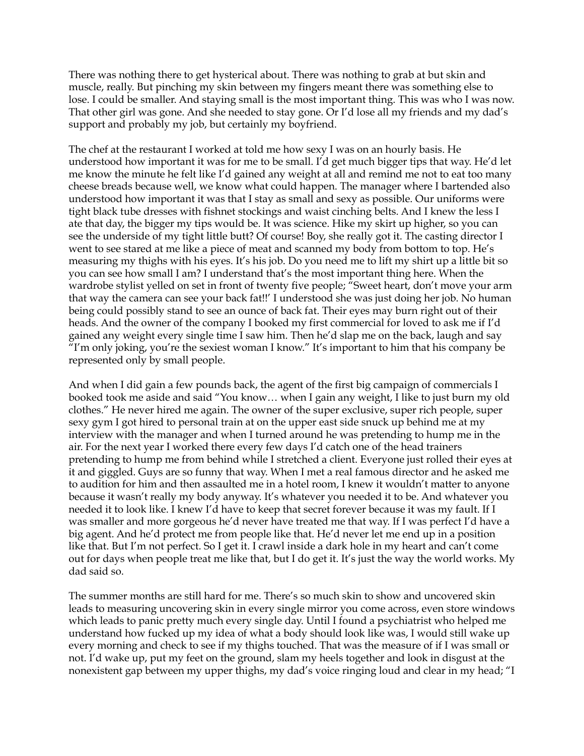There was nothing there to get hysterical about. There was nothing to grab at but skin and muscle, really. But pinching my skin between my fingers meant there was something else to lose. I could be smaller. And staying small is the most important thing. This was who I was now. That other girl was gone. And she needed to stay gone. Or I'd lose all my friends and my dad's support and probably my job, but certainly my boyfriend.

The chef at the restaurant I worked at told me how sexy I was on an hourly basis. He understood how important it was for me to be small. I'd get much bigger tips that way. He'd let me know the minute he felt like I'd gained any weight at all and remind me not to eat too many cheese breads because well, we know what could happen. The manager where I bartended also understood how important it was that I stay as small and sexy as possible. Our uniforms were tight black tube dresses with fishnet stockings and waist cinching belts. And I knew the less I ate that day, the bigger my tips would be. It was science. Hike my skirt up higher, so you can see the underside of my tight little butt? Of course! Boy, she really got it. The casting director I went to see stared at me like a piece of meat and scanned my body from bottom to top. He's measuring my thighs with his eyes. It's his job. Do you need me to lift my shirt up a little bit so you can see how small I am? I understand that's the most important thing here. When the wardrobe stylist yelled on set in front of twenty five people; "Sweet heart, don't move your arm that way the camera can see your back fat!!' I understood she was just doing her job. No human being could possibly stand to see an ounce of back fat. Their eyes may burn right out of their heads. And the owner of the company I booked my first commercial for loved to ask me if I'd gained any weight every single time I saw him. Then he'd slap me on the back, laugh and say "I'm only joking, you're the sexiest woman I know." It's important to him that his company be represented only by small people.

And when I did gain a few pounds back, the agent of the first big campaign of commercials I booked took me aside and said "You know… when I gain any weight, I like to just burn my old clothes." He never hired me again. The owner of the super exclusive, super rich people, super sexy gym I got hired to personal train at on the upper east side snuck up behind me at my interview with the manager and when I turned around he was pretending to hump me in the air. For the next year I worked there every few days I'd catch one of the head trainers pretending to hump me from behind while I stretched a client. Everyone just rolled their eyes at it and giggled. Guys are so funny that way. When I met a real famous director and he asked me to audition for him and then assaulted me in a hotel room, I knew it wouldn't matter to anyone because it wasn't really my body anyway. It's whatever you needed it to be. And whatever you needed it to look like. I knew I'd have to keep that secret forever because it was my fault. If I was smaller and more gorgeous he'd never have treated me that way. If I was perfect I'd have a big agent. And he'd protect me from people like that. He'd never let me end up in a position like that. But I'm not perfect. So I get it. I crawl inside a dark hole in my heart and can't come out for days when people treat me like that, but I do get it. It's just the way the world works. My dad said so.

The summer months are still hard for me. There's so much skin to show and uncovered skin leads to measuring uncovering skin in every single mirror you come across, even store windows which leads to panic pretty much every single day. Until I found a psychiatrist who helped me understand how fucked up my idea of what a body should look like was, I would still wake up every morning and check to see if my thighs touched. That was the measure of if I was small or not. I'd wake up, put my feet on the ground, slam my heels together and look in disgust at the nonexistent gap between my upper thighs, my dad's voice ringing loud and clear in my head; "I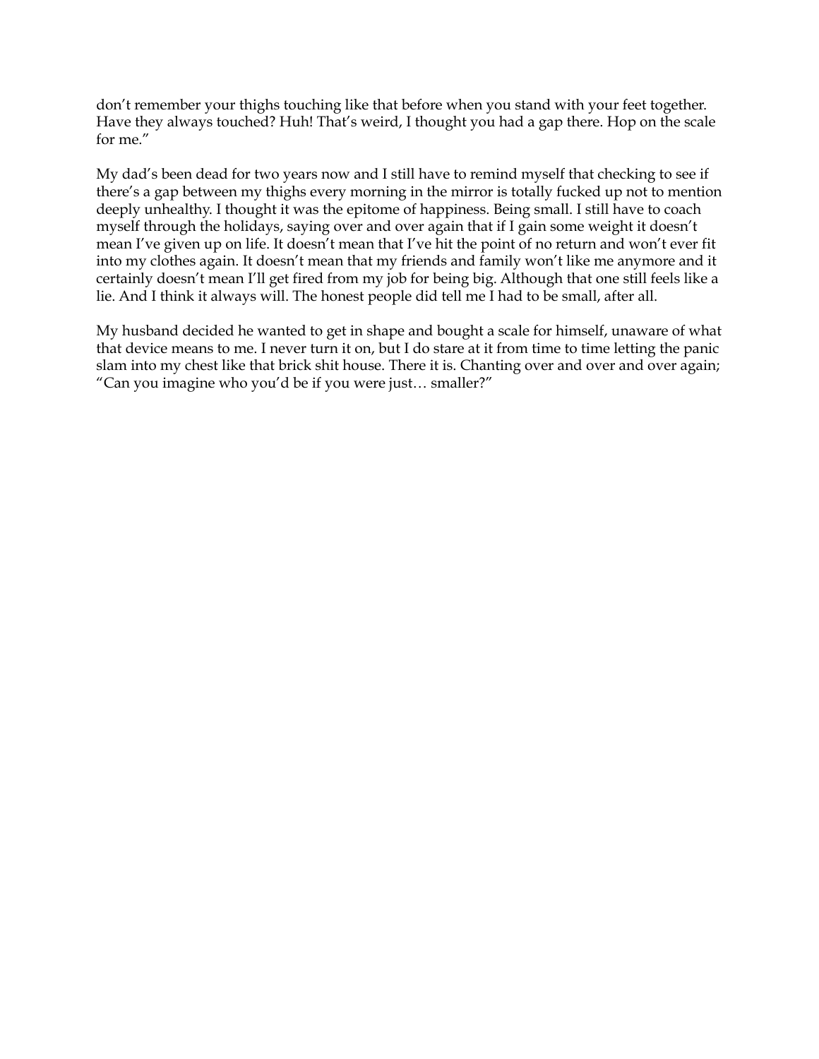don't remember your thighs touching like that before when you stand with your feet together. Have they always touched? Huh! That's weird, I thought you had a gap there. Hop on the scale for me."

My dad's been dead for two years now and I still have to remind myself that checking to see if there's a gap between my thighs every morning in the mirror is totally fucked up not to mention deeply unhealthy. I thought it was the epitome of happiness. Being small. I still have to coach myself through the holidays, saying over and over again that if I gain some weight it doesn't mean I've given up on life. It doesn't mean that I've hit the point of no return and won't ever fit into my clothes again. It doesn't mean that my friends and family won't like me anymore and it certainly doesn't mean I'll get fired from my job for being big. Although that one still feels like a lie. And I think it always will. The honest people did tell me I had to be small, after all.

My husband decided he wanted to get in shape and bought a scale for himself, unaware of what that device means to me. I never turn it on, but I do stare at it from time to time letting the panic slam into my chest like that brick shit house. There it is. Chanting over and over and over again; "Can you imagine who you'd be if you were just… smaller?"